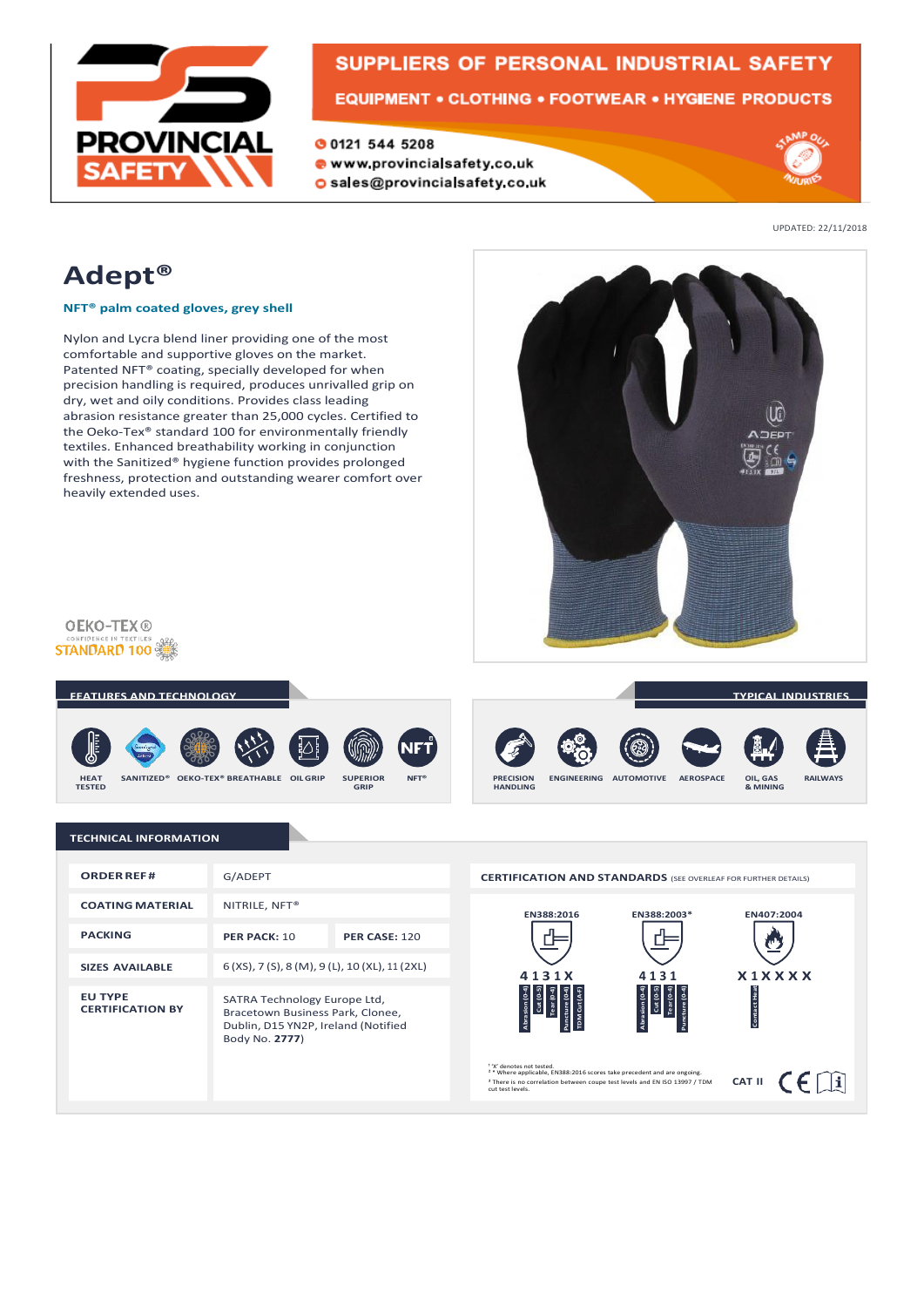PROVINCIAL SAFETY

SUPPLIERS OF PERSONAL INDUSTRIAL SAFETY

EQUIPMENT • CLOTHING • FOOTWEAR • HYGIENE PRODUCTS

0121 544 5208
www.provincialsafety.co.uk
sales@provincialsafety.co.uk

UPDATED: 22/11/2018

# Adept®

**NFT® palm coated gloves, grey shell**

Nylon and Lycra blend liner providing one of the most comfortable and supportive gloves on the market. Patented NFT® coating, specially developed for when precision handling is required, produces unrivalled grip on dry, wet and oily conditions. Provides class leading abrasion resistance greater than 25,000 cycles. Certified to the Oeko-Tex® standard 100 for environmentally friendly textiles. Enhanced breathability working in conjunction with the Sanitized® hygiene function provides prolonged freshness, protection and outstanding wearer comfort over heavily extended uses.

OEKO-TEX® CONFIDENCE IN TEXTILES STANDARD 100

## FEATURES AND TECHNOLOGY

- HEAT TESTED
- SANITIZED®
- OEKO-TEX®
- BREATHABLE
- OIL GRIP
- SUPERIOR GRIP
- NFT®

## TYPICAL INDUSTRIES

- PRECISION HANDLING
- ENGINEERING
- AUTOMOTIVE
- AEROSPACE
- OIL, GAS & MINING
- RAILWAYS

## TECHNICAL INFORMATION

| | | |
|---|---|---|
| **ORDER REF #** | G/ADEPT | |
| **COATING MATERIAL** | NITRILE, NFT® | |
| **PACKING** | **PER PACK:** 10 | **PER CASE:** 120 |
| **SIZES AVAILABLE** | 6 (XS), 7 (S), 8 (M), 9 (L), 10 (XL), 11 (2XL) | |
| **EU TYPE CERTIFICATION BY** | SATRA Technology Europe Ltd, Bracetown Business Park, Clonee, Dublin, D15 YN2P, Ireland (Notified Body No. **2777**) | |

### CERTIFICATION AND STANDARDS (SEE OVERLEAF FOR FURTHER DETAILS)

| EN388:2016 | EN388:2003* | EN407:2004 |
|---|---|---|
| 4131X | 4131 | X1XXXX |
| Abrasion (0-4), Cut (0-5), Tear (0-4), Puncture (0-4), TDM Cut (A-F) | Abrasion (0-4), Cut (0-5), Tear (0-4), Puncture (0-4) | Contact Heat |

¹ 'X' denotes not tested.
² * Where applicable, EN388:2016 scores take precedent and are ongoing.
³ There is no correlation between coupe test levels and EN ISO 13997 / TDM cut test levels.

CAT II CE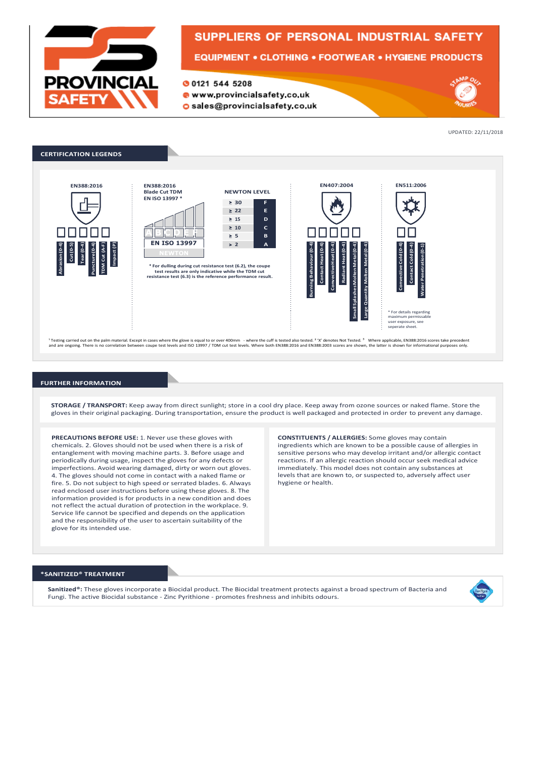SUPPLIERS OF PERSONAL INDUSTRIAL SAFETY

EQUIPMENT • CLOTHING • FOOTWEAR • HYGIENE PRODUCTS

0121 544 5208
www.provincialsafety.co.uk
sales@provincialsafety.co.uk

UPDATED: 22/11/2018

## CERTIFICATION LEGENDS

**EN388:2016**

Abrasion (0-4)
Cut (0-5)
Tear (0-4)
Puncture (0-4)
TDM Cut (A-F)
Impact (P)

**EN388:2016**
**Blade Cut TDM**
**EN ISO 13997 ***

A B C D E F
EN ISO 13997
NEWTON

| NEWTON LEVEL | |
|---|---|
| ≥ 30 | F |
| ≥ 22 | E |
| ≥ 15 | D |
| ≥ 10 | C |
| ≥ 5 | B |
| ≥ 2 | A |

* For dulling during cut resistance test (6.2), the coupe test results are only indicative while the TDM cut resistance test (6.3) is the reference performance result.

**EN407:2004**

Burning Behaviour (0-4)
Contact Heat (0-4)
Convective Heat (0-4)
Radiant Heat (0-4)
Small Splashes Molten Metal (0-4)
Large Quantity Molten Metal (0-4)

**EN511:2006**

Convective Cold (0-4)
Contact Cold (0-4)
Water Penetration (0-1)

* For details regarding maximum permissable user exposure, see seperate sheet.

[1] Testing carried out on the palm material. Except in cases where the glove is equal to or over 400mm - where the cuff is tested also tested. [2] 'X' denotes Not Tested. [3] Where applicable, EN388:2016 scores take precedent and are ongoing. There is no correlation between coupe test levels and ISO 13997 / TDM cut test levels. Where both EN388:2016 and EN388:2003 scores are shown, the latter is shown for informational purposes only.

## FURTHER INFORMATION

**STORAGE / TRANSPORT:** Keep away from direct sunlight; store in a cool dry place. Keep away from ozone sources or naked flame. Store the gloves in their original packaging. During transportation, ensure the product is well packaged and protected in order to prevent any damage.

**PRECAUTIONS BEFORE USE:** 1. Never use these gloves with chemicals. 2. Gloves should not be used when there is a risk of entanglement with moving machine parts. 3. Before usage and periodically during usage, inspect the gloves for any defects or imperfections. Avoid wearing damaged, dirty or worn out gloves. 4. The gloves should not come in contact with a naked flame or fire. 5. Do not subject to high speed or serrated blades. 6. Always read enclosed user instructions before using these gloves. 8. The information provided is for products in a new condition and does not reflect the actual duration of protection in the workplace. 9. Service life cannot be specified and depends on the application and the responsibility of the user to ascertain suitability of the glove for its intended use.

**CONSTITUENTS / ALLERGIES:** Some gloves may contain ingredients which are known to be a possible cause of allergies in sensitive persons who may develop irritant and/or allergic contact reactions. If an allergic reaction should occur seek medical advice immediately. This model does not contain any substances at levels that are known to, or suspected to, adversely affect user hygiene or health.

## *SANITIZED® TREATMENT

**Sanitized®:** These gloves incorporate a Biocidal product. The Biocidal treatment protects against a broad spectrum of Bacteria and Fungi. The active Biocidal substance - Zinc Pyrithione - promotes freshness and inhibits odours.